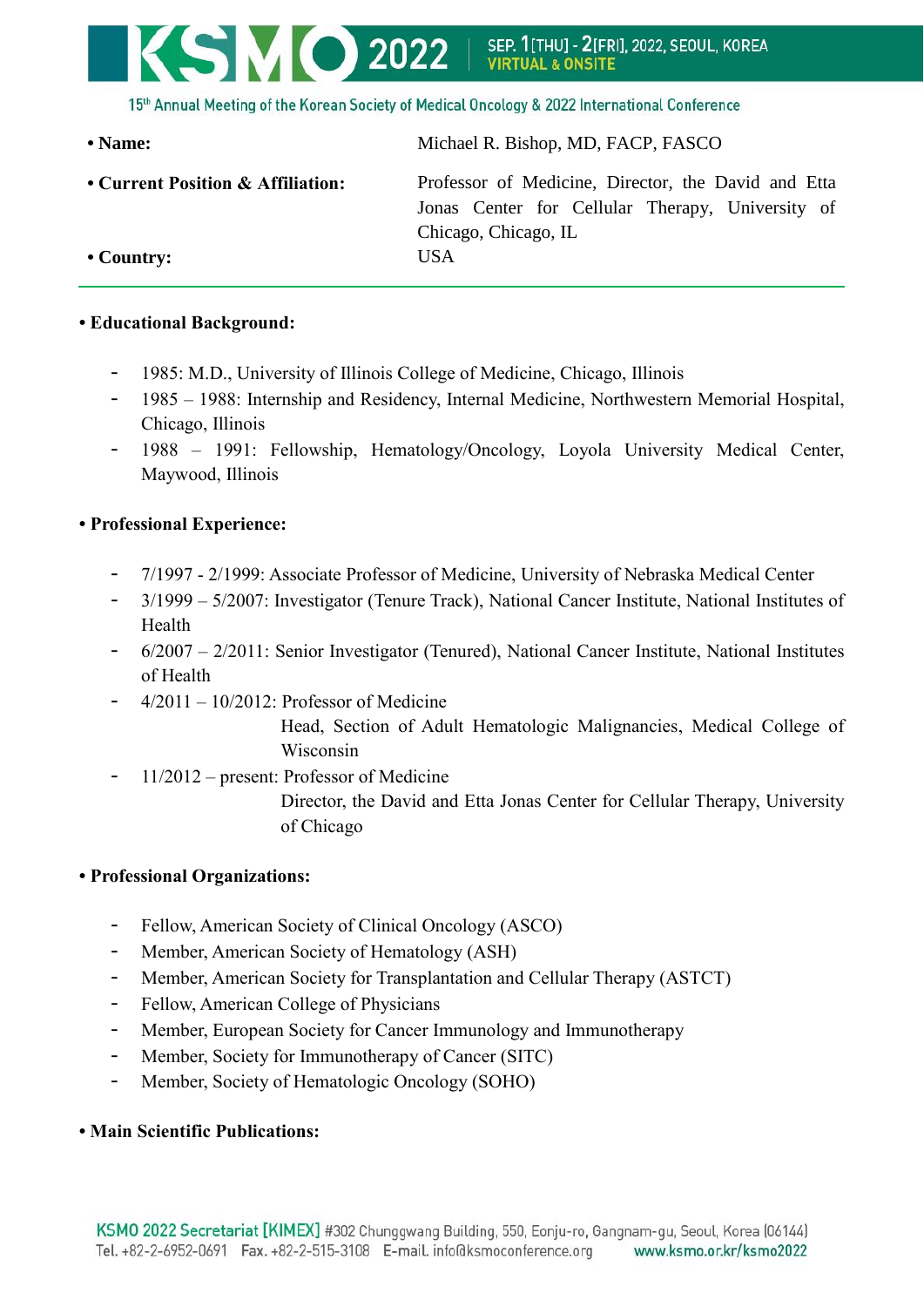- **Name:** Michael R. Bishop, MD, FACP, FASCO
- **Current Position & Affiliation:** Professor of Medicine, Director, the David and Etta Jonas Center for Cellular Therapy, University of Chicago, Chicago, IL
- **Country:** USA

---

**• Educational Background:**

- 1985: M.D., University of Illinois College of Medicine, Chicago, Illinois
- 1985 – 1988: Internship and Residency, Internal Medicine, Northwestern Memorial Hospital, Chicago, Illinois
- 1988 – 1991: Fellowship, Hematology/Oncology, Loyola University Medical Center, Maywood, Illinois

**• Professional Experience:**

- 7/1997 - 2/1999: Associate Professor of Medicine, University of Nebraska Medical Center
- 3/1999 – 5/2007: Investigator (Tenure Track), National Cancer Institute, National Institutes of Health
- 6/2007 – 2/2011: Senior Investigator (Tenured), National Cancer Institute, National Institutes of Health
- 4/2011 – 10/2012: Professor of Medicine
  Head, Section of Adult Hematologic Malignancies, Medical College of Wisconsin
- 11/2012 – present: Professor of Medicine
  Director, the David and Etta Jonas Center for Cellular Therapy, University of Chicago

**• Professional Organizations:**

- Fellow, American Society of Clinical Oncology (ASCO)
- Member, American Society of Hematology (ASH)
- Member, American Society for Transplantation and Cellular Therapy (ASTCT)
- Fellow, American College of Physicians
- Member, European Society for Cancer Immunology and Immunotherapy
- Member, Society for Immunotherapy of Cancer (SITC)
- Member, Society of Hematologic Oncology (SOHO)

**• Main Scientific Publications:**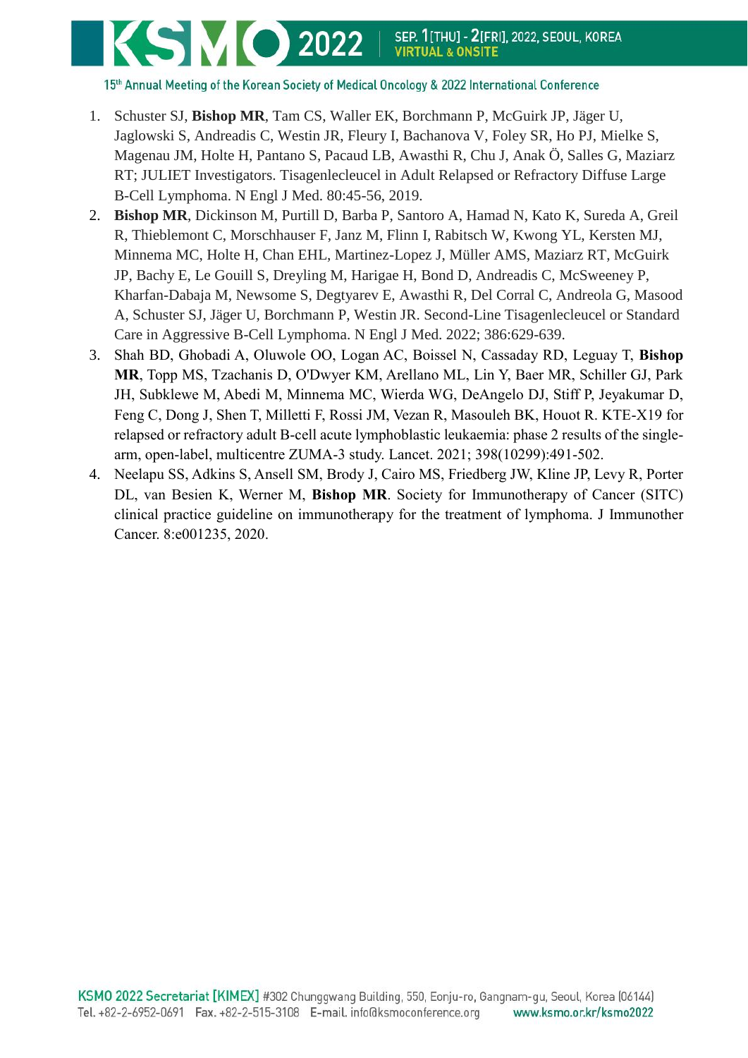1. Schuster SJ, **Bishop MR**, Tam CS, Waller EK, Borchmann P, McGuirk JP, Jäger U, Jaglowski S, Andreadis C, Westin JR, Fleury I, Bachanova V, Foley SR, Ho PJ, Mielke S, Magenau JM, Holte H, Pantano S, Pacaud LB, Awasthi R, Chu J, Anak Ö, Salles G, Maziarz RT; JULIET Investigators. Tisagenlecleucel in Adult Relapsed or Refractory Diffuse Large B-Cell Lymphoma. N Engl J Med. 80:45-56, 2019.
2. **Bishop MR**, Dickinson M, Purtill D, Barba P, Santoro A, Hamad N, Kato K, Sureda A, Greil R, Thieblemont C, Morschhauser F, Janz M, Flinn I, Rabitsch W, Kwong YL, Kersten MJ, Minnema MC, Holte H, Chan EHL, Martinez-Lopez J, Müller AMS, Maziarz RT, McGuirk JP, Bachy E, Le Gouill S, Dreyling M, Harigae H, Bond D, Andreadis C, McSweeney P, Kharfan-Dabaja M, Newsome S, Degtyarev E, Awasthi R, Del Corral C, Andreola G, Masood A, Schuster SJ, Jäger U, Borchmann P, Westin JR. Second-Line Tisagenlecleucel or Standard Care in Aggressive B-Cell Lymphoma. N Engl J Med. 2022; 386:629-639.
3. Shah BD, Ghobadi A, Oluwole OO, Logan AC, Boissel N, Cassaday RD, Leguay T, **Bishop MR**, Topp MS, Tzachanis D, O'Dwyer KM, Arellano ML, Lin Y, Baer MR, Schiller GJ, Park JH, Subklewe M, Abedi M, Minnema MC, Wierda WG, DeAngelo DJ, Stiff P, Jeyakumar D, Feng C, Dong J, Shen T, Milletti F, Rossi JM, Vezan R, Masouleh BK, Houot R. KTE-X19 for relapsed or refractory adult B-cell acute lymphoblastic leukaemia: phase 2 results of the single-arm, open-label, multicentre ZUMA-3 study. Lancet. 2021; 398(10299):491-502.
4. Neelapu SS, Adkins S, Ansell SM, Brody J, Cairo MS, Friedberg JW, Kline JP, Levy R, Porter DL, van Besien K, Werner M, **Bishop MR**. Society for Immunotherapy of Cancer (SITC) clinical practice guideline on immunotherapy for the treatment of lymphoma. J Immunother Cancer. 8:e001235, 2020.